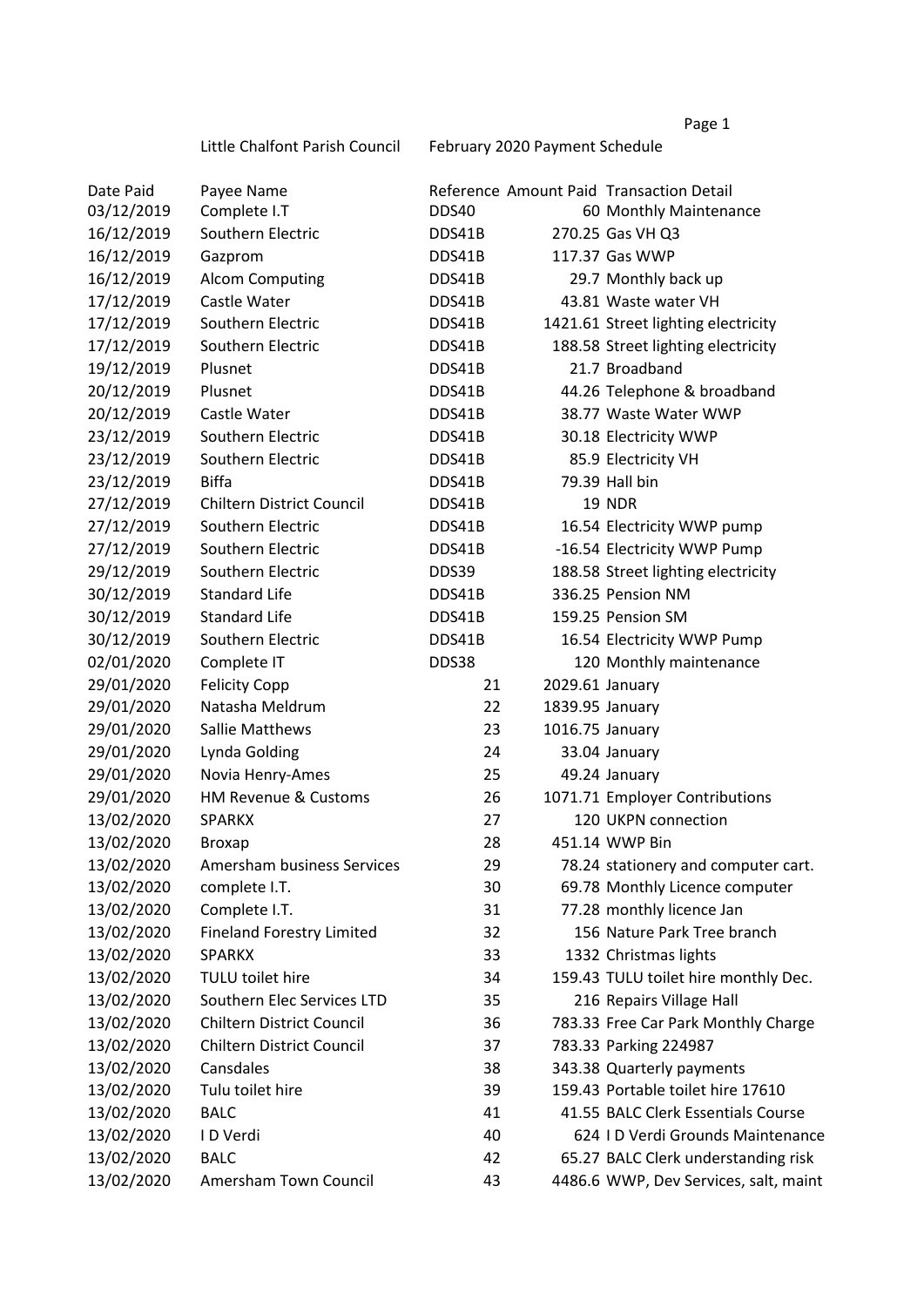Little Chalfont Parish Council February 2020 Payment Schedule

| Date Paid | Payee Name | Reference | Amount Paid | Transaction Detail |
|---|---|---|---|---|
| 03/12/2019 | Complete I.T | DDS40 | 60 | Monthly Maintenance |
| 16/12/2019 | Southern Electric | DDS41B | 270.25 | Gas VH Q3 |
| 16/12/2019 | Gazprom | DDS41B | 117.37 | Gas WWP |
| 16/12/2019 | Alcom Computing | DDS41B | 29.7 | Monthly back up |
| 17/12/2019 | Castle Water | DDS41B | 43.81 | Waste water VH |
| 17/12/2019 | Southern Electric | DDS41B | 1421.61 | Street lighting electricity |
| 17/12/2019 | Southern Electric | DDS41B | 188.58 | Street lighting electricity |
| 19/12/2019 | Plusnet | DDS41B | 21.7 | Broadband |
| 20/12/2019 | Plusnet | DDS41B | 44.26 | Telephone & broadband |
| 20/12/2019 | Castle Water | DDS41B | 38.77 | Waste Water WWP |
| 23/12/2019 | Southern Electric | DDS41B | 30.18 | Electricity WWP |
| 23/12/2019 | Southern Electric | DDS41B | 85.9 | Electricity VH |
| 23/12/2019 | Biffa | DDS41B | 79.39 | Hall bin |
| 27/12/2019 | Chiltern District Council | DDS41B | 19 | NDR |
| 27/12/2019 | Southern Electric | DDS41B | 16.54 | Electricity WWP pump |
| 27/12/2019 | Southern Electric | DDS41B | -16.54 | Electricity WWP Pump |
| 29/12/2019 | Southern Electric | DDS39 | 188.58 | Street lighting electricity |
| 30/12/2019 | Standard Life | DDS41B | 336.25 | Pension NM |
| 30/12/2019 | Standard Life | DDS41B | 159.25 | Pension SM |
| 30/12/2019 | Southern Electric | DDS41B | 16.54 | Electricity WWP Pump |
| 02/01/2020 | Complete IT | DDS38 | 120 | Monthly maintenance |
| 29/01/2020 | Felicity Copp | 21 | 2029.61 | January |
| 29/01/2020 | Natasha Meldrum | 22 | 1839.95 | January |
| 29/01/2020 | Sallie Matthews | 23 | 1016.75 | January |
| 29/01/2020 | Lynda Golding | 24 | 33.04 | January |
| 29/01/2020 | Novia Henry-Ames | 25 | 49.24 | January |
| 29/01/2020 | HM Revenue & Customs | 26 | 1071.71 | Employer Contributions |
| 13/02/2020 | SPARKX | 27 | 120 | UKPN connection |
| 13/02/2020 | Broxap | 28 | 451.14 | WWP Bin |
| 13/02/2020 | Amersham business Services | 29 | 78.24 | stationery and computer cart. |
| 13/02/2020 | complete I.T. | 30 | 69.78 | Monthly Licence computer |
| 13/02/2020 | Complete I.T. | 31 | 77.28 | monthly licence Jan |
| 13/02/2020 | Fineland Forestry Limited | 32 | 156 | Nature Park Tree branch |
| 13/02/2020 | SPARKX | 33 | 1332 | Christmas lights |
| 13/02/2020 | TULU toilet hire | 34 | 159.43 | TULU toilet hire monthly Dec. |
| 13/02/2020 | Southern Elec Services LTD | 35 | 216 | Repairs Village Hall |
| 13/02/2020 | Chiltern District Council | 36 | 783.33 | Free Car Park Monthly Charge |
| 13/02/2020 | Chiltern District Council | 37 | 783.33 | Parking 224987 |
| 13/02/2020 | Cansdales | 38 | 343.38 | Quarterly payments |
| 13/02/2020 | Tulu toilet hire | 39 | 159.43 | Portable toilet hire 17610 |
| 13/02/2020 | BALC | 41 | 41.55 | BALC Clerk Essentials Course |
| 13/02/2020 | I D Verdi | 40 | 624 | I D Verdi Grounds Maintenance |
| 13/02/2020 | BALC | 42 | 65.27 | BALC Clerk understanding risk |
| 13/02/2020 | Amersham Town Council | 43 | 4486.6 | WWP, Dev Services, salt, maint |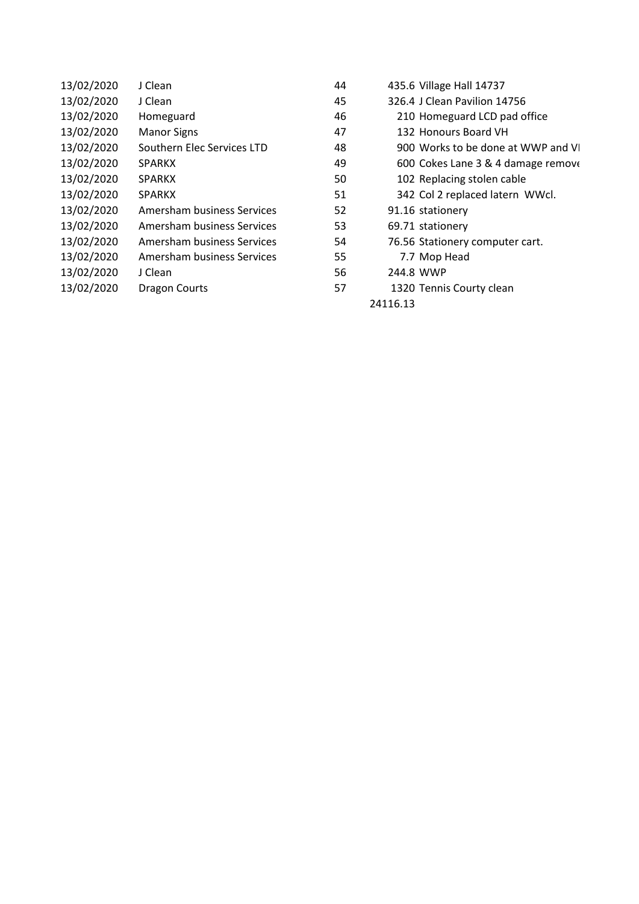| | | | | |
|---|---|---|---|---|
| 13/02/2020 | J Clean | 44 | 435.6 | Village Hall 14737 |
| 13/02/2020 | J Clean | 45 | 326.4 | J Clean Pavilion 14756 |
| 13/02/2020 | Homeguard | 46 | 210 | Homeguard LCD pad office |
| 13/02/2020 | Manor Signs | 47 | 132 | Honours Board VH |
| 13/02/2020 | Southern Elec Services LTD | 48 | 900 | Works to be done at WWP and VI |
| 13/02/2020 | SPARKX | 49 | 600 | Cokes Lane 3 & 4 damage remove |
| 13/02/2020 | SPARKX | 50 | 102 | Replacing stolen cable |
| 13/02/2020 | SPARKX | 51 | 342 | Col 2 replaced latern WWcl. |
| 13/02/2020 | Amersham business Services | 52 | 91.16 | stationery |
| 13/02/2020 | Amersham business Services | 53 | 69.71 | stationery |
| 13/02/2020 | Amersham business Services | 54 | 76.56 | Stationery computer cart. |
| 13/02/2020 | Amersham business Services | 55 | 7.7 | Mop Head |
| 13/02/2020 | J Clean | 56 | 244.8 | WWP |
| 13/02/2020 | Dragon Courts | 57 | 1320 | Tennis Courty clean |
| | | | 24116.13 | |